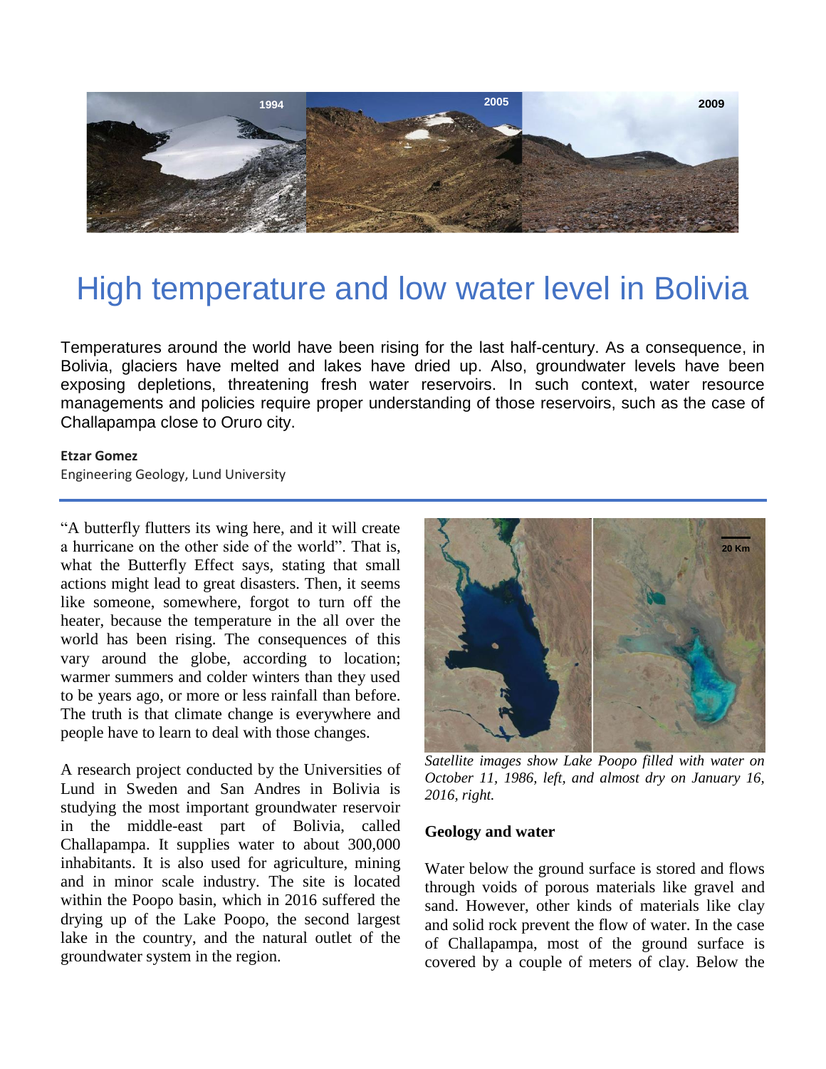# High temperature and low water level in Bolivia

Temperatures around the world have been rising for the last half-century. As a consequence, in Bolivia, glaciers have melted and lakes have dried up. Also, groundwater levels have been exposing depletions, threatening fresh water reservoirs. In such context, water resource managements and policies require proper understanding of those reservoirs, such as the case of Challapampa close to Oruro city.

**Etzar Gomez**
Engineering Geology, Lund University

"A butterfly flutters its wing here, and it will create a hurricane on the other side of the world". That is, what the Butterfly Effect says, stating that small actions might lead to great disasters. Then, it seems like someone, somewhere, forgot to turn off the heater, because the temperature in the all over the world has been rising. The consequences of this vary around the globe, according to location; warmer summers and colder winters than they used to be years ago, or more or less rainfall than before. The truth is that climate change is everywhere and people have to learn to deal with those changes.

A research project conducted by the Universities of Lund in Sweden and San Andres in Bolivia is studying the most important groundwater reservoir in the middle-east part of Bolivia, called Challapampa. It supplies water to about 300,000 inhabitants. It is also used for agriculture, mining and in minor scale industry. The site is located within the Poopo basin, which in 2016 suffered the drying up of the Lake Poopo, the second largest lake in the country, and the natural outlet of the groundwater system in the region.

*Satellite images show Lake Poopo filled with water on October 11, 1986, left, and almost dry on January 16, 2016, right.*

## Geology and water

Water below the ground surface is stored and flows through voids of porous materials like gravel and sand. However, other kinds of materials like clay and solid rock prevent the flow of water. In the case of Challapampa, most of the ground surface is covered by a couple of meters of clay. Below the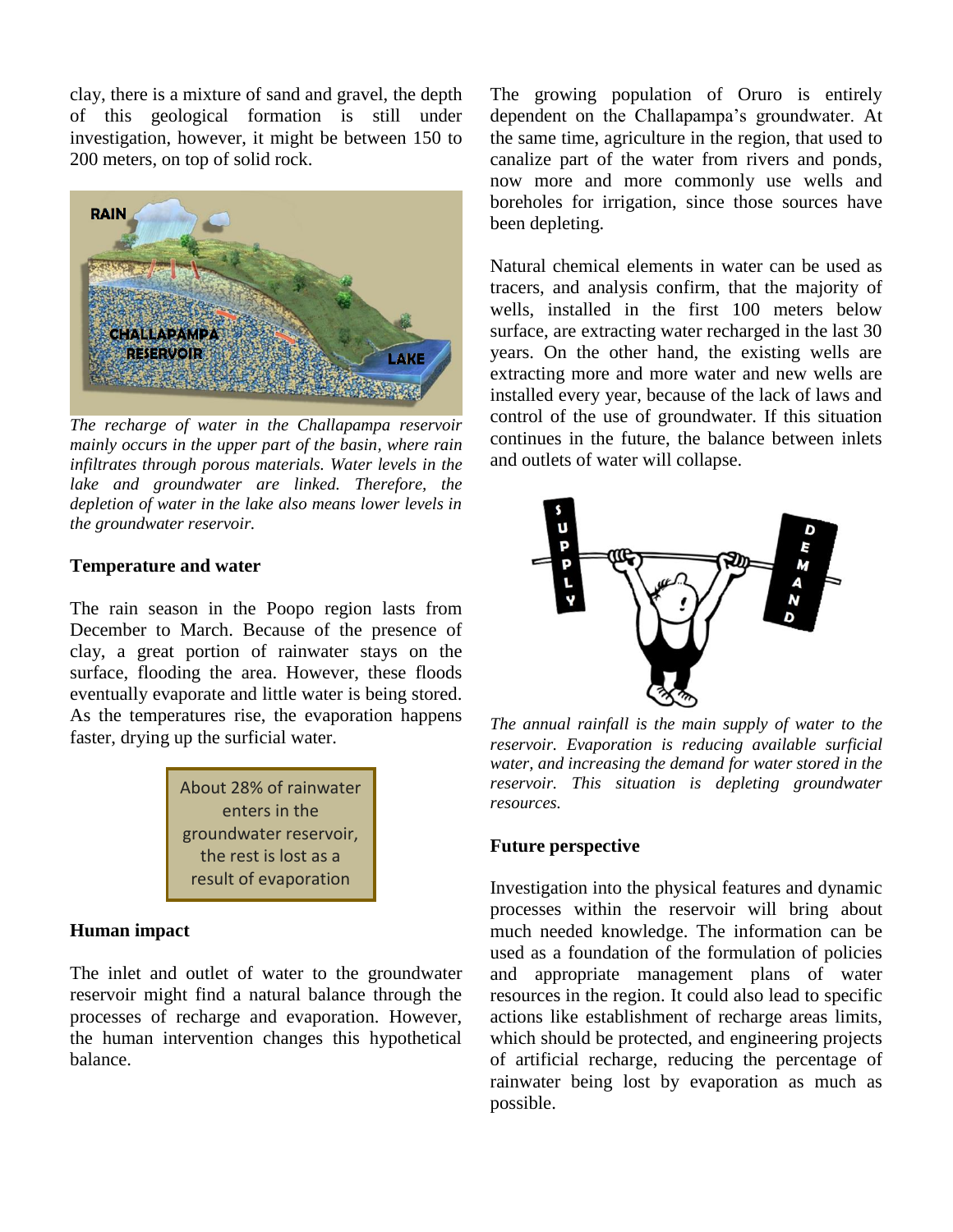clay, there is a mixture of sand and gravel, the depth of this geological formation is still under investigation, however, it might be between 150 to 200 meters, on top of solid rock.

RAIN

CHALLAPAMPA RESERVOIR

LAKE

*The recharge of water in the Challapampa reservoir mainly occurs in the upper part of the basin, where rain infiltrates through porous materials. Water levels in the lake and groundwater are linked. Therefore, the depletion of water in the lake also means lower levels in the groundwater reservoir.*

**Temperature and water**

The rain season in the Poopo region lasts from December to March. Because of the presence of clay, a great portion of rainwater stays on the surface, flooding the area. However, these floods eventually evaporate and little water is being stored. As the temperatures rise, the evaporation happens faster, drying up the surficial water.

About 28% of rainwater enters in the groundwater reservoir, the rest is lost as a result of evaporation

**Human impact**

The inlet and outlet of water to the groundwater reservoir might find a natural balance through the processes of recharge and evaporation. However, the human intervention changes this hypothetical balance.

The growing population of Oruro is entirely dependent on the Challapampa's groundwater. At the same time, agriculture in the region, that used to canalize part of the water from rivers and ponds, now more and more commonly use wells and boreholes for irrigation, since those sources have been depleting.

Natural chemical elements in water can be used as tracers, and analysis confirm, that the majority of wells, installed in the first 100 meters below surface, are extracting water recharged in the last 30 years. On the other hand, the existing wells are extracting more and more water and new wells are installed every year, because of the lack of laws and control of the use of groundwater. If this situation continues in the future, the balance between inlets and outlets of water will collapse.

SUPPLY

DEMAND

*The annual rainfall is the main supply of water to the reservoir. Evaporation is reducing available surficial water, and increasing the demand for water stored in the reservoir. This situation is depleting groundwater resources.*

**Future perspective**

Investigation into the physical features and dynamic processes within the reservoir will bring about much needed knowledge. The information can be used as a foundation of the formulation of policies and appropriate management plans of water resources in the region. It could also lead to specific actions like establishment of recharge areas limits, which should be protected, and engineering projects of artificial recharge, reducing the percentage of rainwater being lost by evaporation as much as possible.